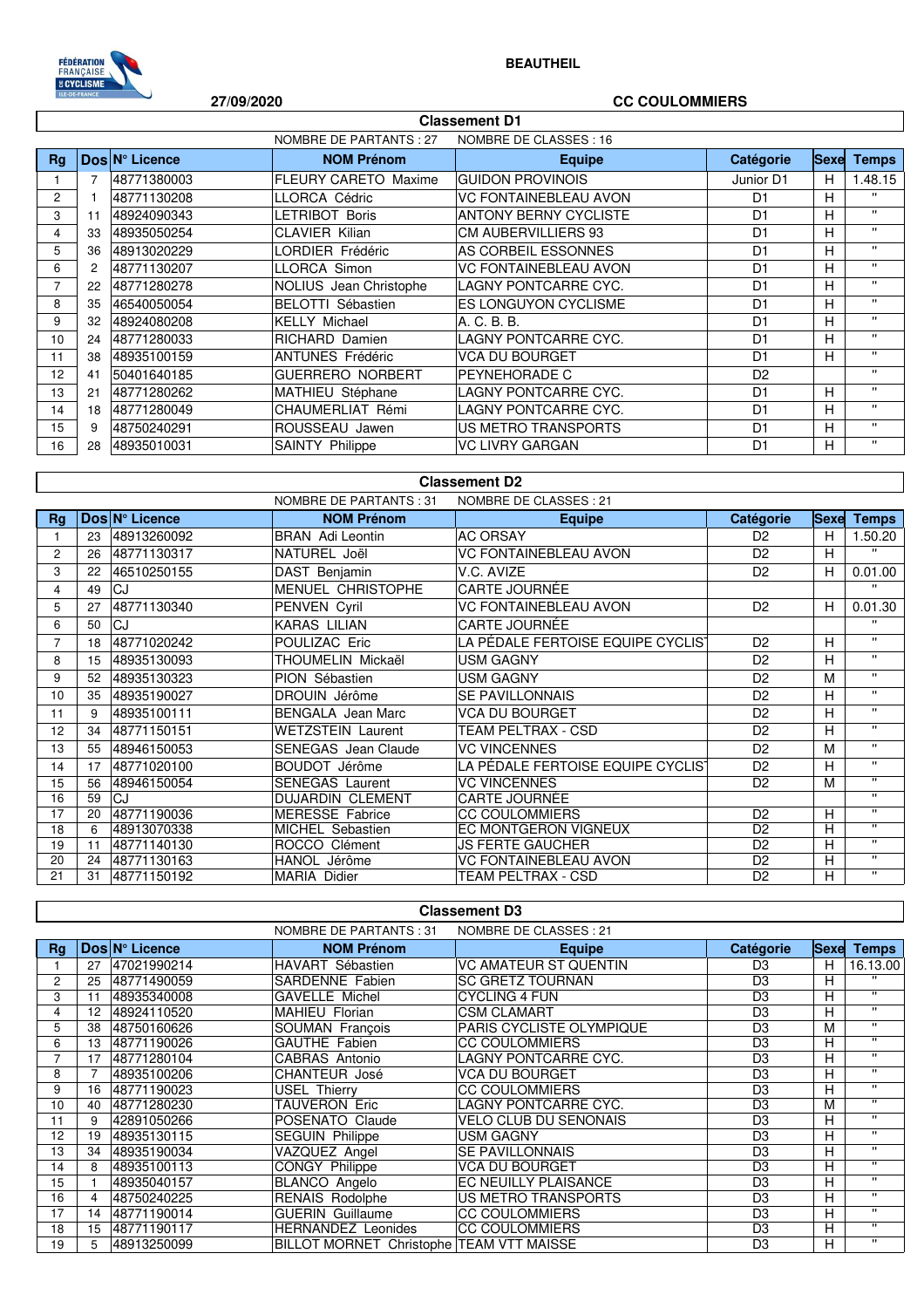**BEAUTHEIL**

**27/09/2020** **CC COULOMMIERS**

## Classement D1

NOMBRE DE PARTANTS : 27 NOMBRE DE CLASSES : 16

| Rg | Dos | N° Licence | NOM Prénom | Equipe | Catégorie | Sexe | Temps |
|---|---|---|---|---|---|---|---|
| 1 | 7 | 48771380003 | FLEURY CARETO Maxime | GUIDON PROVINOIS | Junior D1 | H | 1.48.15 |
| 2 | 1 | 48771130208 | LLORCA Cédric | VC FONTAINEBLEAU AVON | D1 | H | " |
| 3 | 11 | 48924090343 | LETRIBOT Boris | ANTONY BERNY CYCLISTE | D1 | H | " |
| 4 | 33 | 48935050254 | CLAVIER Kilian | CM AUBERVILLIERS 93 | D1 | H | " |
| 5 | 36 | 48913020229 | LORDIER Frédéric | AS CORBEIL ESSONNES | D1 | H | " |
| 6 | 2 | 48771130207 | LLORCA Simon | VC FONTAINEBLEAU AVON | D1 | H | " |
| 7 | 22 | 48771280278 | NOLIUS Jean Christophe | LAGNY PONTCARRE CYC. | D1 | H | " |
| 8 | 35 | 46540050054 | BELOTTI Sébastien | ES LONGUYON CYCLISME | D1 | H | " |
| 9 | 32 | 48924080208 | KELLY Michael | A. C. B. B. | D1 | H | " |
| 10 | 24 | 48771280033 | RICHARD Damien | LAGNY PONTCARRE CYC. | D1 | H | " |
| 11 | 38 | 48935100159 | ANTUNES Frédéric | VCA DU BOURGET | D1 | H | " |
| 12 | 41 | 50401640185 | GUERRERO NORBERT | PEYNEHORADE C | D2 | | " |
| 13 | 21 | 48771280262 | MATHIEU Stéphane | LAGNY PONTCARRE CYC. | D1 | H | " |
| 14 | 18 | 48771280049 | CHAUMERLIAT Rémi | LAGNY PONTCARRE CYC. | D1 | H | " |
| 15 | 9 | 48750240291 | ROUSSEAU Jawen | US METRO TRANSPORTS | D1 | H | " |
| 16 | 28 | 48935010031 | SAINTY Philippe | VC LIVRY GARGAN | D1 | H | " |

## Classement D2

NOMBRE DE PARTANTS : 31 NOMBRE DE CLASSES : 21

| Rg | Dos | N° Licence | NOM Prénom | Equipe | Catégorie | Sexe | Temps |
|---|---|---|---|---|---|---|---|
| 1 | 23 | 48913260092 | BRAN Adi Leontin | AC ORSAY | D2 | H | 1.50.20 |
| 2 | 26 | 48771130317 | NATUREL Joël | VC FONTAINEBLEAU AVON | D2 | H | " |
| 3 | 22 | 46510250155 | DAST Benjamin | V.C. AVIZE | D2 | H | 0.01.00 |
| 4 | 49 | CJ | MENUEL CHRISTOPHE | CARTE JOURNÉE | | | " |
| 5 | 27 | 48771130340 | PENVEN Cyril | VC FONTAINEBLEAU AVON | D2 | H | 0.01.30 |
| 6 | 50 | CJ | KARAS LILIAN | CARTE JOURNÉE | | | " |
| 7 | 18 | 48771020242 | POULIZAC Eric | LA PÉDALE FERTOISE EQUIPE CYCLIS | D2 | H | " |
| 8 | 15 | 48935130093 | THOUMELIN Mickaël | USM GAGNY | D2 | H | " |
| 9 | 52 | 48935130323 | PION Sébastien | USM GAGNY | D2 | M | " |
| 10 | 35 | 48935190027 | DROUIN Jérôme | SE PAVILLONNAIS | D2 | H | " |
| 11 | 9 | 48935100111 | BENGALA Jean Marc | VCA DU BOURGET | D2 | H | " |
| 12 | 34 | 48771150151 | WETZSTEIN Laurent | TEAM PELTRAX - CSD | D2 | H | " |
| 13 | 55 | 48946150053 | SENEGAS Jean Claude | VC VINCENNES | D2 | M | " |
| 14 | 17 | 48771020100 | BOUDOT Jérôme | LA PÉDALE FERTOISE EQUIPE CYCLIS | D2 | H | " |
| 15 | 56 | 48946150054 | SENEGAS Laurent | VC VINCENNES | D2 | M | " |
| 16 | 59 | CJ | DUJARDIN CLEMENT | CARTE JOURNÉE | | | " |
| 17 | 20 | 48771190036 | MERESSE Fabrice | CC COULOMMIERS | D2 | H | " |
| 18 | 6 | 48913070338 | MICHEL Sebastien | EC MONTGERON VIGNEUX | D2 | H | " |
| 19 | 11 | 48771140130 | ROCCO Clément | JS FERTE GAUCHER | D2 | H | " |
| 20 | 24 | 48771130163 | HANOL Jérôme | VC FONTAINEBLEAU AVON | D2 | H | " |
| 21 | 31 | 48771150192 | MARIA Didier | TEAM PELTRAX - CSD | D2 | H | " |

## Classement D3

NOMBRE DE PARTANTS : 31 NOMBRE DE CLASSES : 21

| Rg | Dos | N° Licence | NOM Prénom | Equipe | Catégorie | Sexe | Temps |
|---|---|---|---|---|---|---|---|
| 1 | 27 | 47021990214 | HAVART Sébastien | VC AMATEUR ST QUENTIN | D3 | H | 16.13.00 |
| 2 | 25 | 48771490059 | SARDENNE Fabien | SC GRETZ TOURNAN | D3 | H | " |
| 3 | 11 | 48935340008 | GAVELLE Michel | CYCLING 4 FUN | D3 | H | " |
| 4 | 12 | 48924110520 | MAHIEU Florian | CSM CLAMART | D3 | H | " |
| 5 | 38 | 48750160626 | SOUMAN François | PARIS CYCLISTE OLYMPIQUE | D3 | M | " |
| 6 | 13 | 48771190026 | GAUTHE Fabien | CC COULOMMIERS | D3 | H | " |
| 7 | 17 | 48771280104 | CABRAS Antonio | LAGNY PONTCARRE CYC. | D3 | H | " |
| 8 | 7 | 48935100206 | CHANTEUR José | VCA DU BOURGET | D3 | H | " |
| 9 | 16 | 48771190023 | USEL Thierry | CC COULOMMIERS | D3 | H | " |
| 10 | 40 | 48771280230 | TAUVERON Eric | LAGNY PONTCARRE CYC. | D3 | M | " |
| 11 | 9 | 42891050266 | POSENATO Claude | VELO CLUB DU SENONAIS | D3 | H | " |
| 12 | 19 | 48935130115 | SEGUIN Philippe | USM GAGNY | D3 | H | " |
| 13 | 34 | 48935190034 | VAZQUEZ Angel | SE PAVILLONNAIS | D3 | H | " |
| 14 | 8 | 48935100113 | CONGY Philippe | VCA DU BOURGET | D3 | H | " |
| 15 | 1 | 48935040157 | BLANCO Angelo | EC NEUILLY PLAISANCE | D3 | H | " |
| 16 | 4 | 48750240225 | RENAIS Rodolphe | US METRO TRANSPORTS | D3 | H | " |
| 17 | 14 | 48771190014 | GUERIN Guillaume | CC COULOMMIERS | D3 | H | " |
| 18 | 15 | 48771190117 | HERNANDEZ Leonides | CC COULOMMIERS | D3 | H | " |
| 19 | 5 | 48913250099 | BILLOT MORNET Christophe | TEAM VTT MAISSE | D3 | H | " |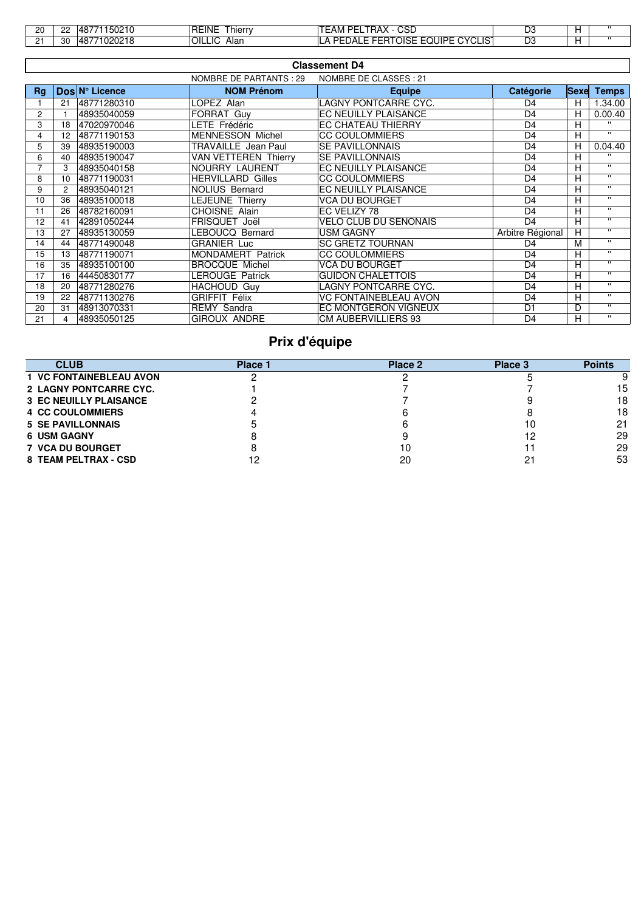| | | | | | | | |
|---|---|---|---|---|---|---|---|
| 20 | 22 | 48771150210 | REINE Thierry | TEAM PELTRAX - CSD | D3 | H | " |
| 21 | 30 | 48771020218 | OILLIC Alan | LA PEDALE FERTOISE EQUIPE CYCLIS | D3 | H | " |

## Classement D4

NOMBRE DE PARTANTS : 29 NOMBRE DE CLASSES : 21

| Rg | Dos | N° Licence | NOM Prénom | Equipe | Catégorie | Sexe | Temps |
|---|---|---|---|---|---|---|---|
| 1 | 21 | 48771280310 | LOPEZ Alan | LAGNY PONTCARRE CYC. | D4 | H | 1.34.00 |
| 2 | 1 | 48935040059 | FORRAT Guy | EC NEUILLY PLAISANCE | D4 | H | 0.00.40 |
| 3 | 18 | 47020970046 | LETE Frédéric | EC CHATEAU THIERRY | D4 | H | " |
| 4 | 12 | 48771190153 | MENNESSON Michel | CC COULOMMIERS | D4 | H | " |
| 5 | 39 | 48935190003 | TRAVAILLE Jean Paul | SE PAVILLONNAIS | D4 | H | 0.04.40 |
| 6 | 40 | 48935190047 | VAN VETTEREN Thierry | SE PAVILLONNAIS | D4 | H | " |
| 7 | 3 | 48935040158 | NOURRY LAURENT | EC NEUILLY PLAISANCE | D4 | H | " |
| 8 | 10 | 48771190031 | HERVILLARD Gilles | CC COULOMMIERS | D4 | H | " |
| 9 | 2 | 48935040121 | NOLIUS Bernard | EC NEUILLY PLAISANCE | D4 | H | " |
| 10 | 36 | 48935100018 | LEJEUNE Thierry | VCA DU BOURGET | D4 | H | " |
| 11 | 26 | 48782160091 | CHOISNE Alain | EC VELIZY 78 | D4 | H | " |
| 12 | 41 | 42891050244 | FRISQUET Joël | VELO CLUB DU SENONAIS | D4 | H | " |
| 13 | 27 | 48935130059 | LEBOUCQ Bernard | USM GAGNY | Arbitre Régional | H | " |
| 14 | 44 | 48771490048 | GRANIER Luc | SC GRETZ TOURNAN | D4 | M | " |
| 15 | 13 | 48771190071 | MONDAMERT Patrick | CC COULOMMIERS | D4 | H | " |
| 16 | 35 | 48935100100 | BROCQUE Michel | VCA DU BOURGET | D4 | H | " |
| 17 | 16 | 44450830177 | LEROUGE Patrick | GUIDON CHALETTOIS | D4 | H | " |
| 18 | 20 | 48771280276 | HACHOUD Guy | LAGNY PONTCARRE CYC. | D4 | H | " |
| 19 | 22 | 48771130276 | GRIFFIT Félix | VC FONTAINEBLEAU AVON | D4 | H | " |
| 20 | 31 | 48913070331 | REMY Sandra | EC MONTGERON VIGNEUX | D1 | D | " |
| 21 | 4 | 48935050125 | GIROUX ANDRE | CM AUBERVILLIERS 93 | D4 | H | " |

## Prix d'équipe

| CLUB | Place 1 | Place 2 | Place 3 | Points |
|---|---|---|---|---|
| 1 VC FONTAINEBLEAU AVON | 2 | 2 | 5 | 9 |
| 2 LAGNY PONTCARRE CYC. | 1 | 7 | 7 | 15 |
| 3 EC NEUILLY PLAISANCE | 2 | 7 | 9 | 18 |
| 4 CC COULOMMIERS | 4 | 6 | 8 | 18 |
| 5 SE PAVILLONNAIS | 5 | 6 | 10 | 21 |
| 6 USM GAGNY | 8 | 9 | 12 | 29 |
| 7 VCA DU BOURGET | 8 | 10 | 11 | 29 |
| 8 TEAM PELTRAX - CSD | 12 | 20 | 21 | 53 |